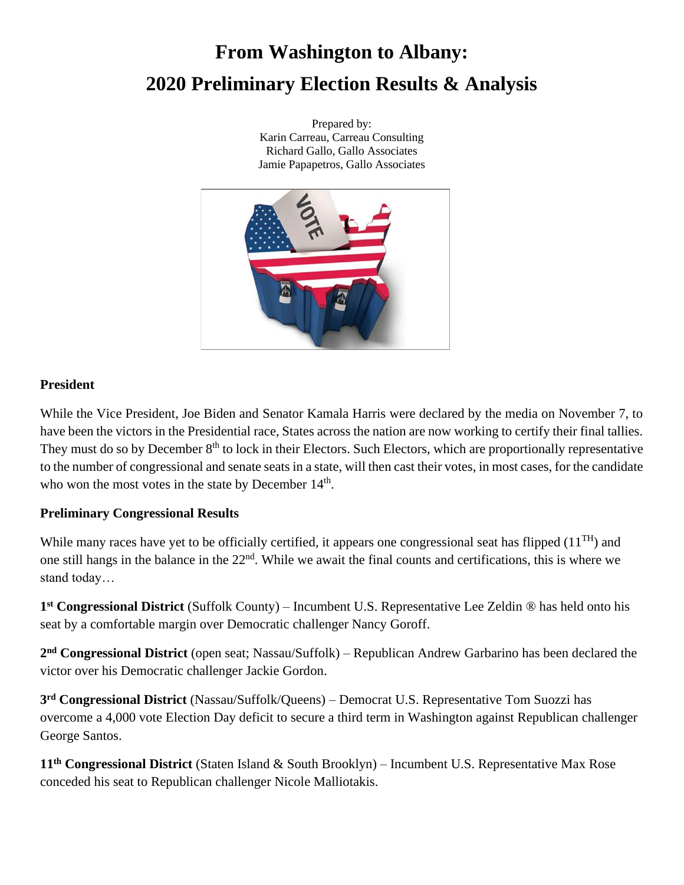# From Washington to Albany: 2020 Preliminary Election Results & Analysis

Prepared by:
Karin Carreau, Carreau Consulting
Richard Gallo, Gallo Associates
Jamie Papapetros, Gallo Associates

## President

While the Vice President, Joe Biden and Senator Kamala Harris were declared by the media on November 7, to have been the victors in the Presidential race, States across the nation are now working to certify their final tallies. They must do so by December 8th to lock in their Electors. Such Electors, which are proportionally representative to the number of congressional and senate seats in a state, will then cast their votes, in most cases, for the candidate who won the most votes in the state by December 14th.

## Preliminary Congressional Results

While many races have yet to be officially certified, it appears one congressional seat has flipped (11TH) and one still hangs in the balance in the 22nd. While we await the final counts and certifications, this is where we stand today…

**1st Congressional District** (Suffolk County) – Incumbent U.S. Representative Lee Zeldin ® has held onto his seat by a comfortable margin over Democratic challenger Nancy Goroff.

**2nd Congressional District** (open seat; Nassau/Suffolk) – Republican Andrew Garbarino has been declared the victor over his Democratic challenger Jackie Gordon.

**3rd Congressional District** (Nassau/Suffolk/Queens) – Democrat U.S. Representative Tom Suozzi has overcome a 4,000 vote Election Day deficit to secure a third term in Washington against Republican challenger George Santos.

**11th Congressional District** (Staten Island & South Brooklyn) – Incumbent U.S. Representative Max Rose conceded his seat to Republican challenger Nicole Malliotakis.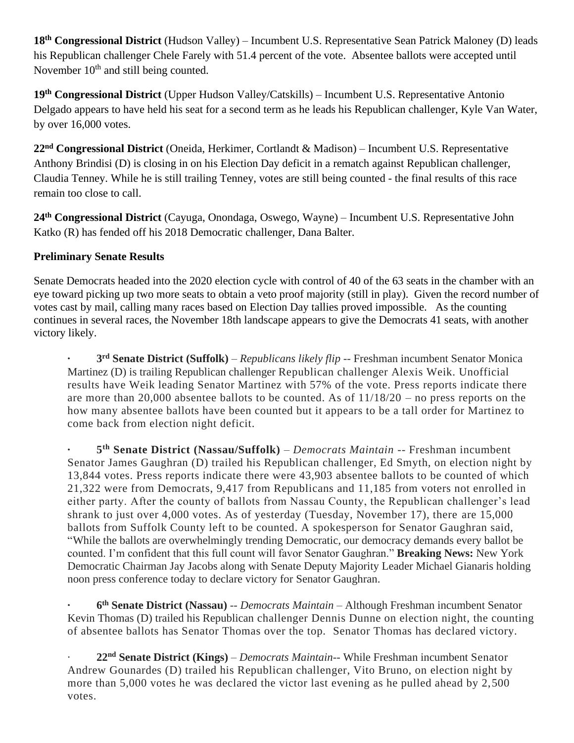**18th Congressional District** (Hudson Valley) – Incumbent U.S. Representative Sean Patrick Maloney (D) leads his Republican challenger Chele Farely with 51.4 percent of the vote. Absentee ballots were accepted until November 10th and still being counted.

**19th Congressional District** (Upper Hudson Valley/Catskills) – Incumbent U.S. Representative Antonio Delgado appears to have held his seat for a second term as he leads his Republican challenger, Kyle Van Water, by over 16,000 votes.

**22nd Congressional District** (Oneida, Herkimer, Cortlandt & Madison) – Incumbent U.S. Representative Anthony Brindisi (D) is closing in on his Election Day deficit in a rematch against Republican challenger, Claudia Tenney. While he is still trailing Tenney, votes are still being counted - the final results of this race remain too close to call.

**24th Congressional District** (Cayuga, Onondaga, Oswego, Wayne) – Incumbent U.S. Representative John Katko (R) has fended off his 2018 Democratic challenger, Dana Balter.

**Preliminary Senate Results**

Senate Democrats headed into the 2020 election cycle with control of 40 of the 63 seats in the chamber with an eye toward picking up two more seats to obtain a veto proof majority (still in play). Given the record number of votes cast by mail, calling many races based on Election Day tallies proved impossible. As the counting continues in several races, the November 18th landscape appears to give the Democrats 41 seats, with another victory likely.

- **3rd Senate District (Suffolk)** – *Republicans likely flip* -- Freshman incumbent Senator Monica Martinez (D) is trailing Republican challenger Republican challenger Alexis Weik. Unofficial results have Weik leading Senator Martinez with 57% of the vote. Press reports indicate there are more than 20,000 absentee ballots to be counted. As of 11/18/20 – no press reports on the how many absentee ballots have been counted but it appears to be a tall order for Martinez to come back from election night deficit.

- **5th Senate District (Nassau/Suffolk)** – *Democrats Maintain* -- Freshman incumbent Senator James Gaughran (D) trailed his Republican challenger, Ed Smyth, on election night by 13,844 votes. Press reports indicate there were 43,903 absentee ballots to be counted of which 21,322 were from Democrats, 9,417 from Republicans and 11,185 from voters not enrolled in either party. After the county of ballots from Nassau County, the Republican challenger's lead shrank to just over 4,000 votes. As of yesterday (Tuesday, November 17), there are 15,000 ballots from Suffolk County left to be counted. A spokesperson for Senator Gaughran said, "While the ballots are overwhelmingly trending Democratic, our democracy demands every ballot be counted. I'm confident that this full count will favor Senator Gaughran." **Breaking News:** New York Democratic Chairman Jay Jacobs along with Senate Deputy Majority Leader Michael Gianaris holding noon press conference today to declare victory for Senator Gaughran.

- **6th Senate District (Nassau)** -- *Democrats Maintain* – Although Freshman incumbent Senator Kevin Thomas (D) trailed his Republican challenger Dennis Dunne on election night, the counting of absentee ballots has Senator Thomas over the top. Senator Thomas has declared victory.

- **22nd Senate District (Kings)** – *Democrats Maintain*-- While Freshman incumbent Senator Andrew Gounardes (D) trailed his Republican challenger, Vito Bruno, on election night by more than 5,000 votes he was declared the victor last evening as he pulled ahead by 2,500 votes.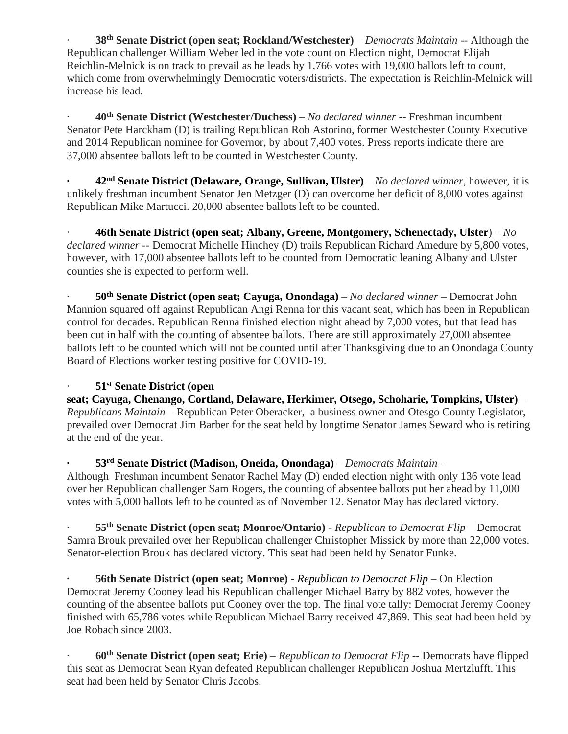- **38th Senate District (open seat; Rockland/Westchester)** – *Democrats Maintain* -- Although the Republican challenger William Weber led in the vote count on Election night, Democrat Elijah Reichlin-Melnick is on track to prevail as he leads by 1,766 votes with 19,000 ballots left to count, which come from overwhelmingly Democratic voters/districts. The expectation is Reichlin-Melnick will increase his lead.

- **40th Senate District (Westchester/Duchess)** – *No declared winner* -- Freshman incumbent Senator Pete Harckham (D) is trailing Republican Rob Astorino, former Westchester County Executive and 2014 Republican nominee for Governor, by about 7,400 votes. Press reports indicate there are 37,000 absentee ballots left to be counted in Westchester County.

- **42nd Senate District (Delaware, Orange, Sullivan, Ulster)** – *No declared winner*, however, it is unlikely freshman incumbent Senator Jen Metzger (D) can overcome her deficit of 8,000 votes against Republican Mike Martucci. 20,000 absentee ballots left to be counted.

- **46th Senate District (open seat; Albany, Greene, Montgomery, Schenectady, Ulster**) – *No declared winner* -- Democrat Michelle Hinchey (D) trails Republican Richard Amedure by 5,800 votes, however, with 17,000 absentee ballots left to be counted from Democratic leaning Albany and Ulster counties she is expected to perform well.

- **50th Senate District (open seat; Cayuga, Onondaga)** – *No declared winner* – Democrat John Mannion squared off against Republican Angi Renna for this vacant seat, which has been in Republican control for decades. Republican Renna finished election night ahead by 7,000 votes, but that lead has been cut in half with the counting of absentee ballots. There are still approximately 27,000 absentee ballots left to be counted which will not be counted until after Thanksgiving due to an Onondaga County Board of Elections worker testing positive for COVID-19.

- **51st Senate District (open seat; Cayuga, Chenango, Cortland, Delaware, Herkimer, Otsego, Schoharie, Tompkins, Ulster)** – *Republicans Maintain* – Republican Peter Oberacker, a business owner and Otesgo County Legislator, prevailed over Democrat Jim Barber for the seat held by longtime Senator James Seward who is retiring at the end of the year.

- **53rd Senate District (Madison, Oneida, Onondaga)** – *Democrats Maintain* – Although Freshman incumbent Senator Rachel May (D) ended election night with only 136 vote lead over her Republican challenger Sam Rogers, the counting of absentee ballots put her ahead by 11,000 votes with 5,000 ballots left to be counted as of November 12. Senator May has declared victory.

- **55th Senate District (open seat; Monroe/Ontario)** - *Republican to Democrat Flip* – Democrat Samra Brouk prevailed over her Republican challenger Christopher Missick by more than 22,000 votes. Senator-election Brouk has declared victory. This seat had been held by Senator Funke.

- **56th Senate District (open seat; Monroe)** - *Republican to Democrat Flip* – On Election Democrat Jeremy Cooney lead his Republican challenger Michael Barry by 882 votes, however the counting of the absentee ballots put Cooney over the top. The final vote tally: Democrat Jeremy Cooney finished with 65,786 votes while Republican Michael Barry received 47,869. This seat had been held by Joe Robach since 2003.

- **60th Senate District (open seat; Erie)** – *Republican to Democrat Flip* -- Democrats have flipped this seat as Democrat Sean Ryan defeated Republican challenger Republican Joshua Mertzlufft. This seat had been held by Senator Chris Jacobs.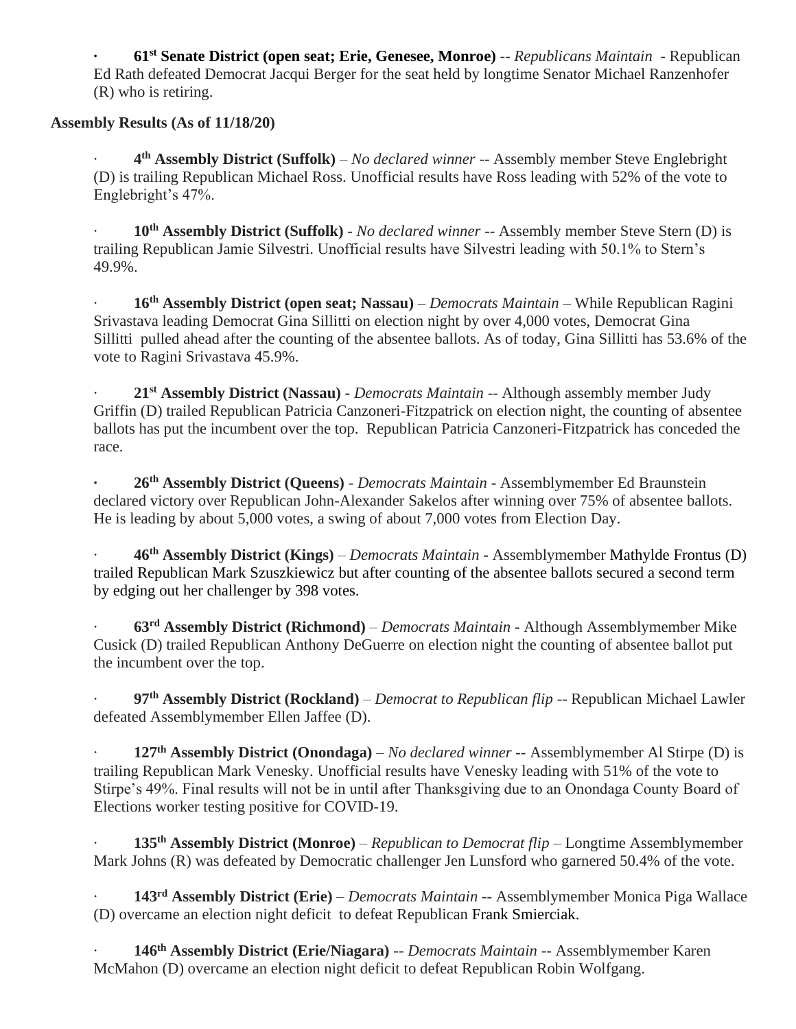- **61st Senate District (open seat; Erie, Genesee, Monroe)** -- *Republicans Maintain* - Republican Ed Rath defeated Democrat Jacqui Berger for the seat held by longtime Senator Michael Ranzenhofer (R) who is retiring.

**Assembly Results (As of 11/18/20)**

- **4th Assembly District (Suffolk)** – *No declared winner* -- Assembly member Steve Englebright (D) is trailing Republican Michael Ross. Unofficial results have Ross leading with 52% of the vote to Englebright's 47%.

- **10th Assembly District (Suffolk)** - *No declared winner* -- Assembly member Steve Stern (D) is trailing Republican Jamie Silvestri. Unofficial results have Silvestri leading with 50.1% to Stern's 49.9%.

- **16th Assembly District (open seat; Nassau)** – *Democrats Maintain* – While Republican Ragini Srivastava leading Democrat Gina Sillitti on election night by over 4,000 votes, Democrat Gina Sillitti pulled ahead after the counting of the absentee ballots. As of today, Gina Sillitti has 53.6% of the vote to Ragini Srivastava 45.9%.

- **21st Assembly District (Nassau)** - *Democrats Maintain* -- Although assembly member Judy Griffin (D) trailed Republican Patricia Canzoneri-Fitzpatrick on election night, the counting of absentee ballots has put the incumbent over the top. Republican Patricia Canzoneri-Fitzpatrick has conceded the race.

- **26th Assembly District (Queens)** - *Democrats Maintain* - Assemblymember Ed Braunstein declared victory over Republican John-Alexander Sakelos after winning over 75% of absentee ballots. He is leading by about 5,000 votes, a swing of about 7,000 votes from Election Day.

- **46th Assembly District (Kings)** – *Democrats Maintain* - Assemblymember Mathylde Frontus (D) trailed Republican Mark Szuszkiewicz but after counting of the absentee ballots secured a second term by edging out her challenger by 398 votes.

- **63rd Assembly District (Richmond)** – *Democrats Maintain* - Although Assemblymember Mike Cusick (D) trailed Republican Anthony DeGuerre on election night the counting of absentee ballot put the incumbent over the top.

- **97th Assembly District (Rockland)** – *Democrat to Republican flip* -- Republican Michael Lawler defeated Assemblymember Ellen Jaffee (D).

- **127th Assembly District (Onondaga)** – *No declared winner* -- Assemblymember Al Stirpe (D) is trailing Republican Mark Venesky. Unofficial results have Venesky leading with 51% of the vote to Stirpe's 49%. Final results will not be in until after Thanksgiving due to an Onondaga County Board of Elections worker testing positive for COVID-19.

- **135th Assembly District (Monroe)** – *Republican to Democrat flip* – Longtime Assemblymember Mark Johns (R) was defeated by Democratic challenger Jen Lunsford who garnered 50.4% of the vote.

- **143rd Assembly District (Erie)** – *Democrats Maintain* -- Assemblymember Monica Piga Wallace (D) overcame an election night deficit to defeat Republican Frank Smierciak.

- **146th Assembly District (Erie/Niagara)** -- *Democrats Maintain* -- Assemblymember Karen McMahon (D) overcame an election night deficit to defeat Republican Robin Wolfgang.